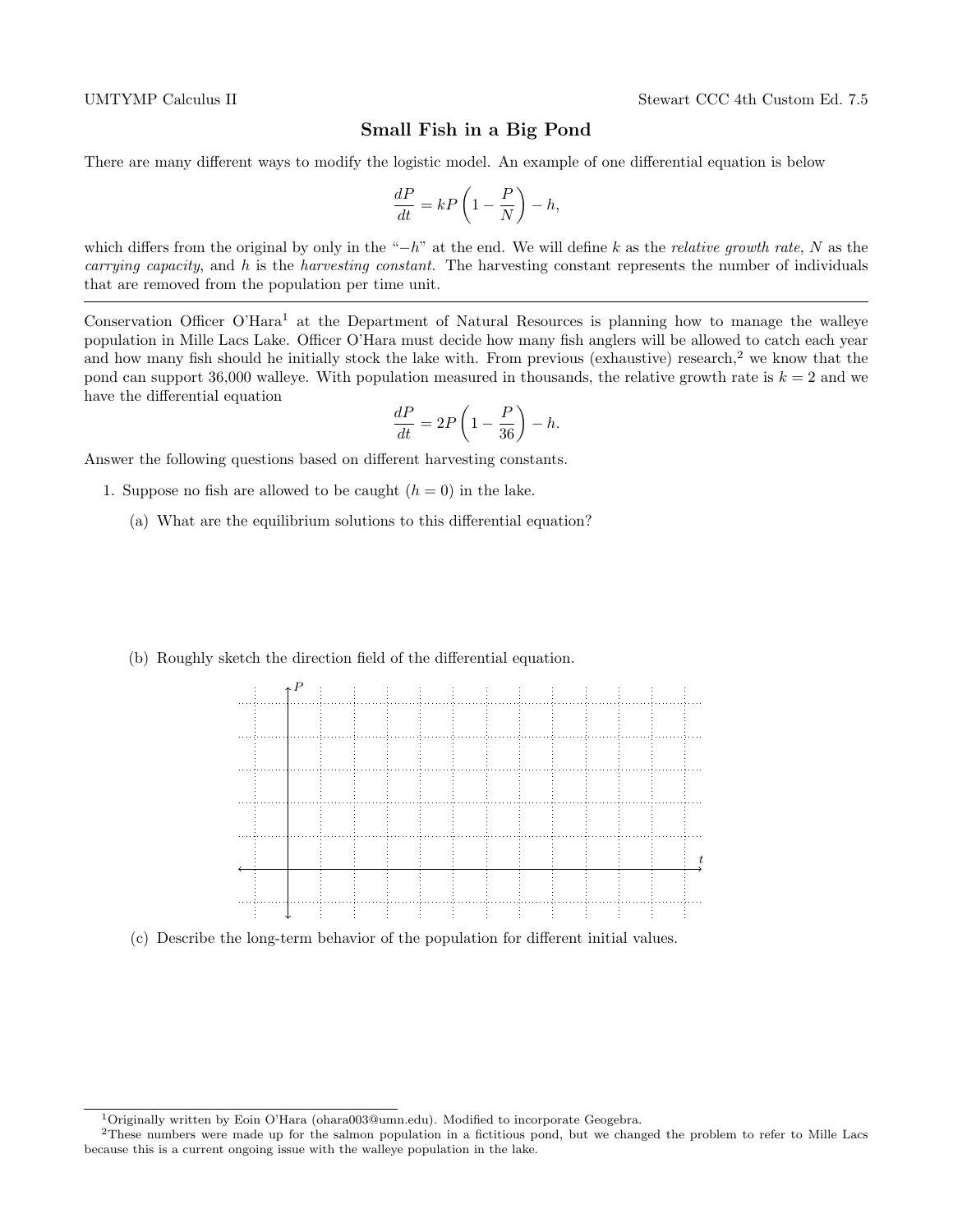# Small Fish in a Big Pond

There are many different ways to modify the logistic model. An example of one differential equation is below

$$\frac{dP}{dt} = kP\left(1 - \frac{P}{N}\right) - h,$$

which differs from the original by only in the "$-h$" at the end. We will define $k$ as the *relative growth rate*, $N$ as the *carrying capacity*, and $h$ is the *harvesting constant*. The harvesting constant represents the number of individuals that are removed from the population per time unit.

---

Conservation Officer O'Hara[1] at the Department of Natural Resources is planning how to manage the walleye population in Mille Lacs Lake. Officer O'Hara must decide how many fish anglers will be allowed to catch each year and how many fish should he initially stock the lake with. From previous (exhaustive) research,[2] we know that the pond can support 36,000 walleye. With population measured in thousands, the relative growth rate is $k = 2$ and we have the differential equation

$$\frac{dP}{dt} = 2P\left(1 - \frac{P}{36}\right) - h.$$

Answer the following questions based on different harvesting constants.

1. Suppose no fish are allowed to be caught ($h = 0$) in the lake.

   (a) What are the equilibrium solutions to this differential equation?

   (b) Roughly sketch the direction field of the differential equation.

   (c) Describe the long-term behavior of the population for different initial values.

---

[1] Originally written by Eoin O'Hara (ohara003@umn.edu). Modified to incorporate Geogebra.

[2] These numbers were made up for the salmon population in a fictitious pond, but we changed the problem to refer to Mille Lacs because this is a current ongoing issue with the walleye population in the lake.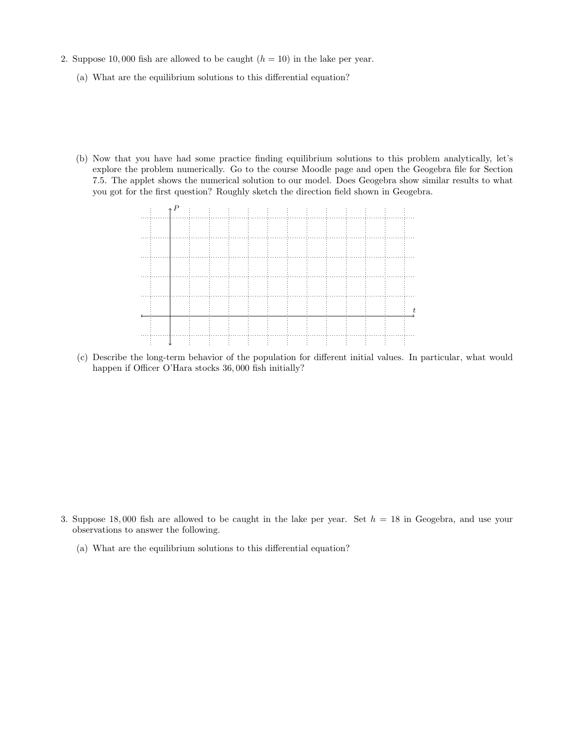2. Suppose 10,000 fish are allowed to be caught ($h = 10$) in the lake per year.

   (a) What are the equilibrium solutions to this differential equation?

   (b) Now that you have had some practice finding equilibrium solutions to this problem analytically, let's explore the problem numerically. Go to the course Moodle page and open the Geogebra file for Section 7.5. The applet shows the numerical solution to our model. Does Geogebra show similar results to what you got for the first question? Roughly sketch the direction field shown in Geogebra.

   (c) Describe the long-term behavior of the population for different initial values. In particular, what would happen if Officer O'Hara stocks 36,000 fish initially?

3. Suppose 18,000 fish are allowed to be caught in the lake per year. Set $h = 18$ in Geogebra, and use your observations to answer the following.

   (a) What are the equilibrium solutions to this differential equation?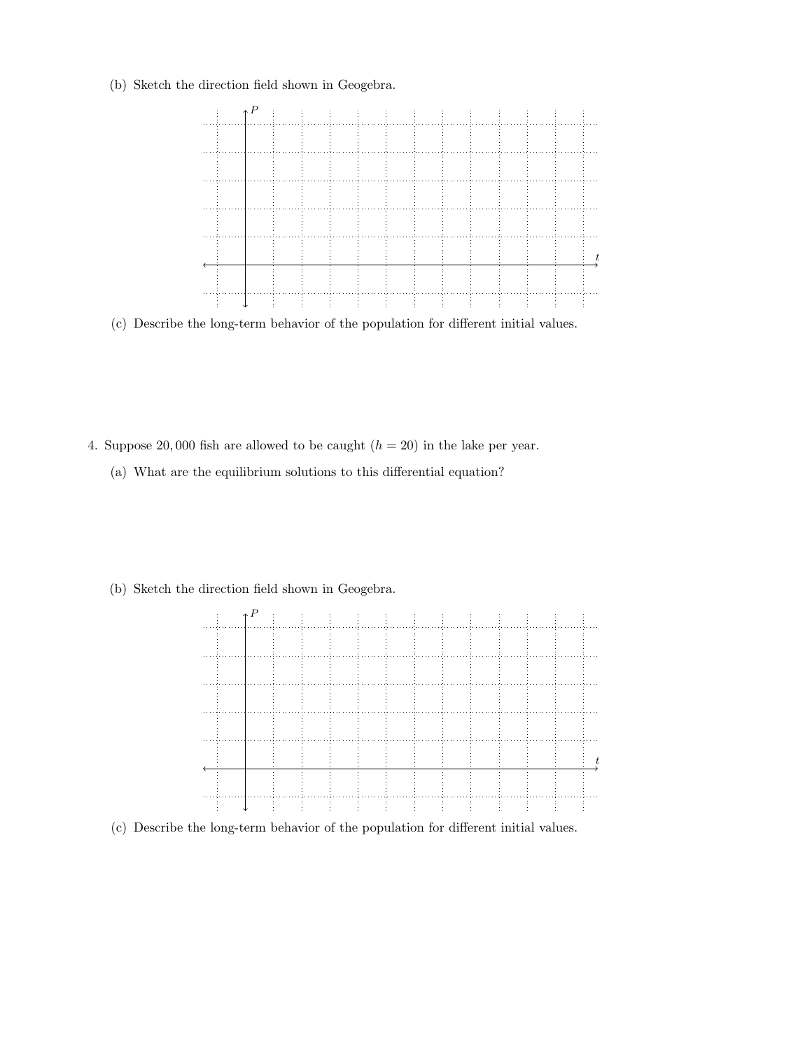(b) Sketch the direction field shown in Geogebra.

(c) Describe the long-term behavior of the population for different initial values.

4. Suppose 20,000 fish are allowed to be caught ($h = 20$) in the lake per year.

   (a) What are the equilibrium solutions to this differential equation?

   (b) Sketch the direction field shown in Geogebra.

   (c) Describe the long-term behavior of the population for different initial values.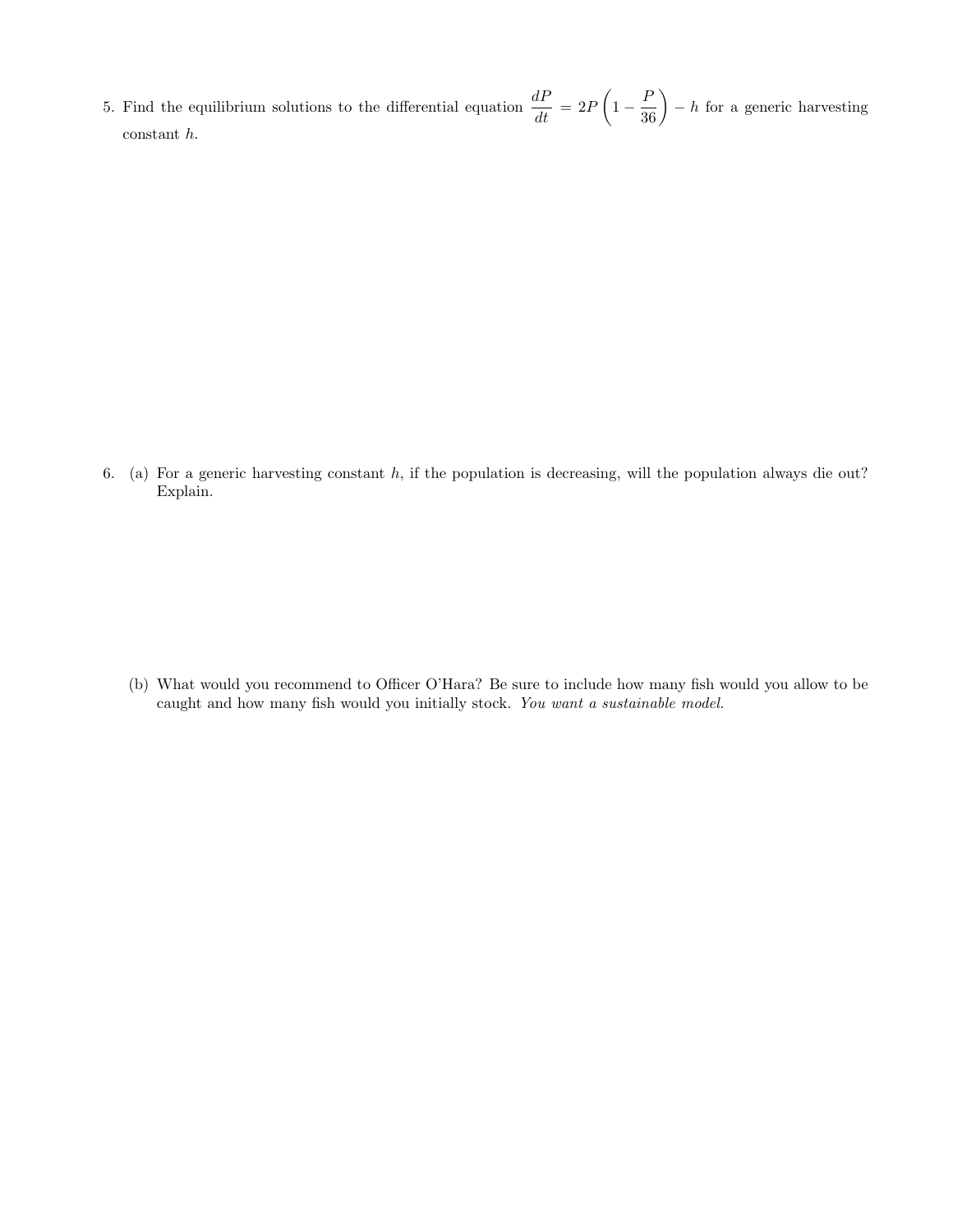5. Find the equilibrium solutions to the differential equation $\frac{dP}{dt} = 2P\left(1 - \frac{P}{36}\right) - h$ for a generic harvesting constant $h$.

6. (a) For a generic harvesting constant $h$, if the population is decreasing, will the population always die out? Explain.

   (b) What would you recommend to Officer O'Hara? Be sure to include how many fish would you allow to be caught and how many fish would you initially stock. *You want a sustainable model.*